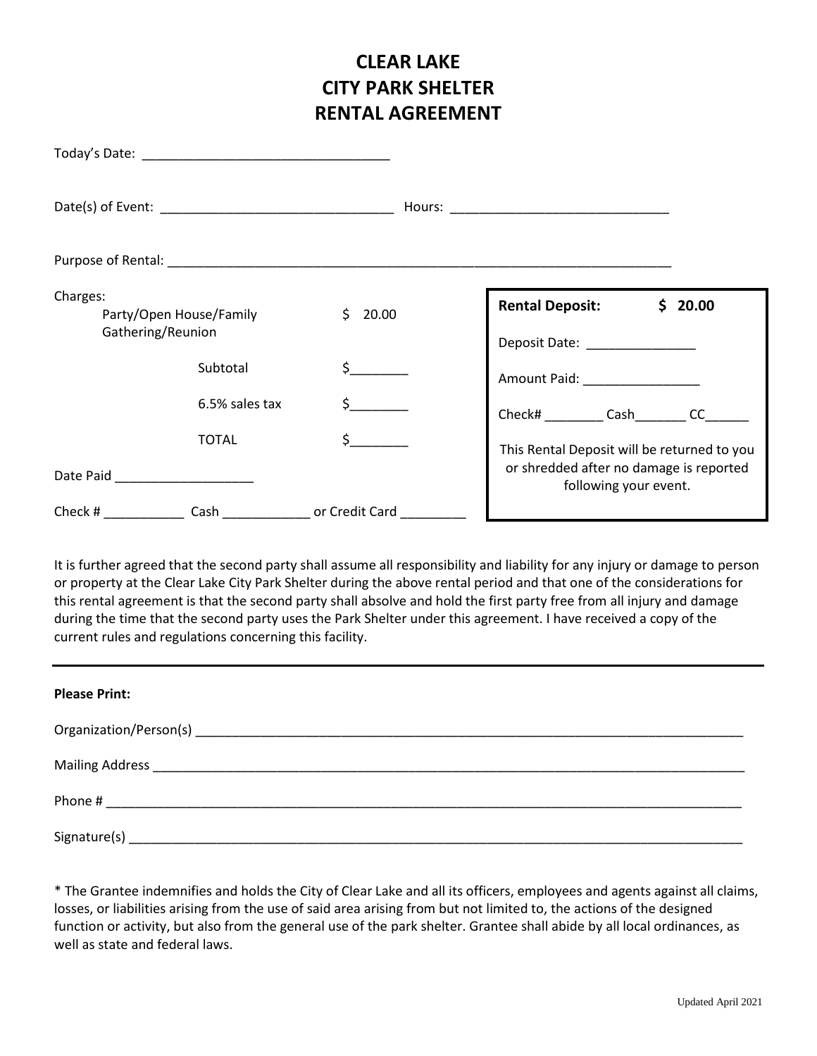# CLEAR LAKE
# CITY PARK SHELTER
# RENTAL AGREEMENT

Today's Date: _________________________________

Date(s) of Event: _______________________________ Hours: _____________________________

Purpose of Rental: ____________________________________________________________________

Charges:

| | | |
|---|---|---|
| Party/Open House/Family Gathering/Reunion | | $ 20.00 |
| | Subtotal | $________ |
| | 6.5% sales tax | $________ |
| | TOTAL | $________ |

Date Paid ___________________

Check # ___________ Cash ____________ or Credit Card _________

**Rental Deposit: $ 20.00**

Deposit Date: _______________

Amount Paid: ________________

Check# ________ Cash_______ CC______

This Rental Deposit will be returned to you or shredded after no damage is reported following your event.

It is further agreed that the second party shall assume all responsibility and liability for any injury or damage to person or property at the Clear Lake City Park Shelter during the above rental period and that one of the considerations for this rental agreement is that the second party shall absolve and hold the first party free from all injury and damage during the time that the second party uses the Park Shelter under this agreement. I have received a copy of the current rules and regulations concerning this facility.

---

**Please Print:**

Organization/Person(s) ______________________________________________________________________________

Mailing Address ____________________________________________________________________________________

Phone # ___________________________________________________________________________________________

Signature(s) _______________________________________________________________________________________

* The Grantee indemnifies and holds the City of Clear Lake and all its officers, employees and agents against all claims, losses, or liabilities arising from the use of said area arising from but not limited to, the actions of the designed function or activity, but also from the general use of the park shelter. Grantee shall abide by all local ordinances, as well as state and federal laws.

Updated April 2021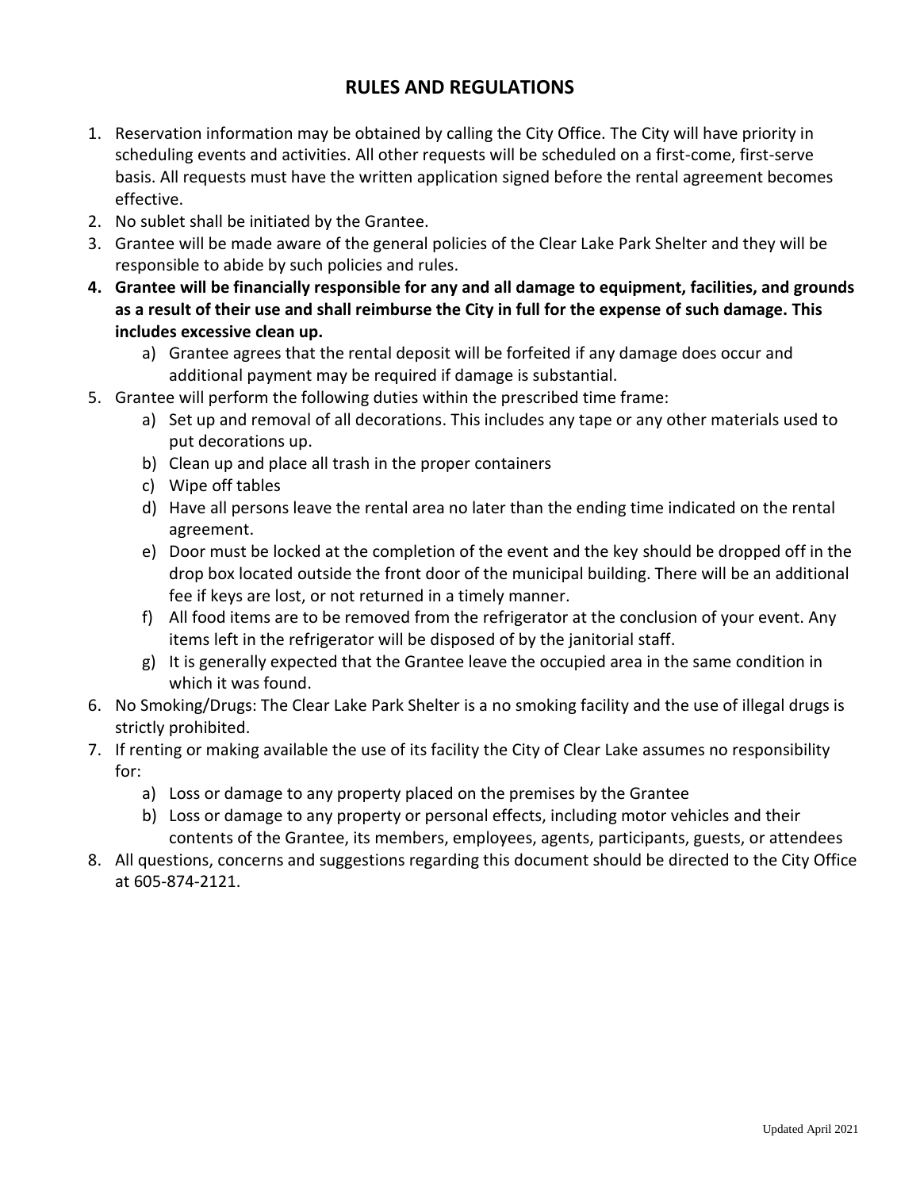# RULES AND REGULATIONS

1. Reservation information may be obtained by calling the City Office. The City will have priority in scheduling events and activities. All other requests will be scheduled on a first-come, first-serve basis. All requests must have the written application signed before the rental agreement becomes effective.
2. No sublet shall be initiated by the Grantee.
3. Grantee will be made aware of the general policies of the Clear Lake Park Shelter and they will be responsible to abide by such policies and rules.
4. **Grantee will be financially responsible for any and all damage to equipment, facilities, and grounds as a result of their use and shall reimburse the City in full for the expense of such damage. This includes excessive clean up.**
    a) Grantee agrees that the rental deposit will be forfeited if any damage does occur and additional payment may be required if damage is substantial.
5. Grantee will perform the following duties within the prescribed time frame:
    a) Set up and removal of all decorations. This includes any tape or any other materials used to put decorations up.
    b) Clean up and place all trash in the proper containers
    c) Wipe off tables
    d) Have all persons leave the rental area no later than the ending time indicated on the rental agreement.
    e) Door must be locked at the completion of the event and the key should be dropped off in the drop box located outside the front door of the municipal building. There will be an additional fee if keys are lost, or not returned in a timely manner.
    f) All food items are to be removed from the refrigerator at the conclusion of your event. Any items left in the refrigerator will be disposed of by the janitorial staff.
    g) It is generally expected that the Grantee leave the occupied area in the same condition in which it was found.
6. No Smoking/Drugs: The Clear Lake Park Shelter is a no smoking facility and the use of illegal drugs is strictly prohibited.
7. If renting or making available the use of its facility the City of Clear Lake assumes no responsibility for:
    a) Loss or damage to any property placed on the premises by the Grantee
    b) Loss or damage to any property or personal effects, including motor vehicles and their contents of the Grantee, its members, employees, agents, participants, guests, or attendees
8. All questions, concerns and suggestions regarding this document should be directed to the City Office at 605-874-2121.

Updated April 2021